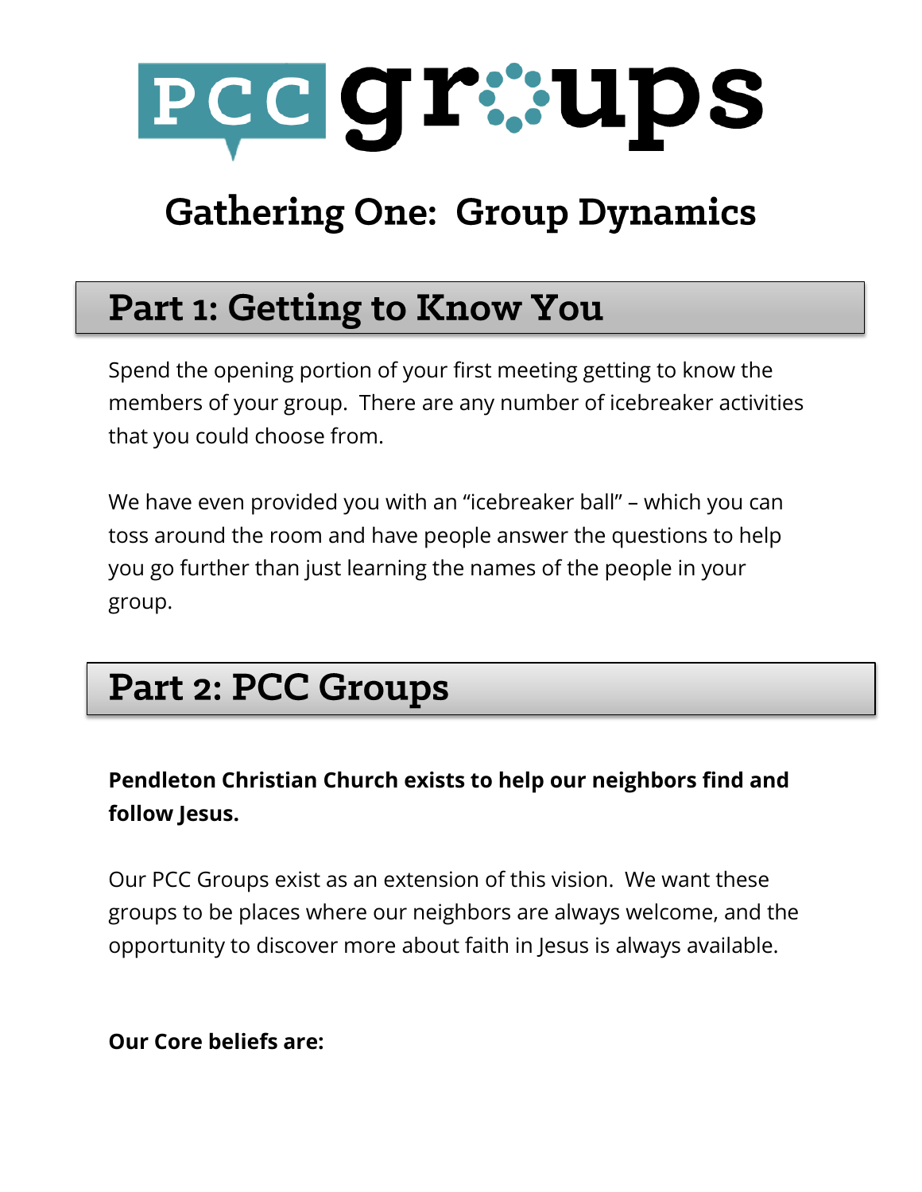# PCC groups

## Gathering One: Group Dynamics

## Part 1: Getting to Know You

Spend the opening portion of your first meeting getting to know the members of your group. There are any number of icebreaker activities that you could choose from.

We have even provided you with an "icebreaker ball" – which you can toss around the room and have people answer the questions to help you go further than just learning the names of the people in your group.

## Part 2: PCC Groups

**Pendleton Christian Church exists to help our neighbors find and follow Jesus.**

Our PCC Groups exist as an extension of this vision. We want these groups to be places where our neighbors are always welcome, and the opportunity to discover more about faith in Jesus is always available.

**Our Core beliefs are:**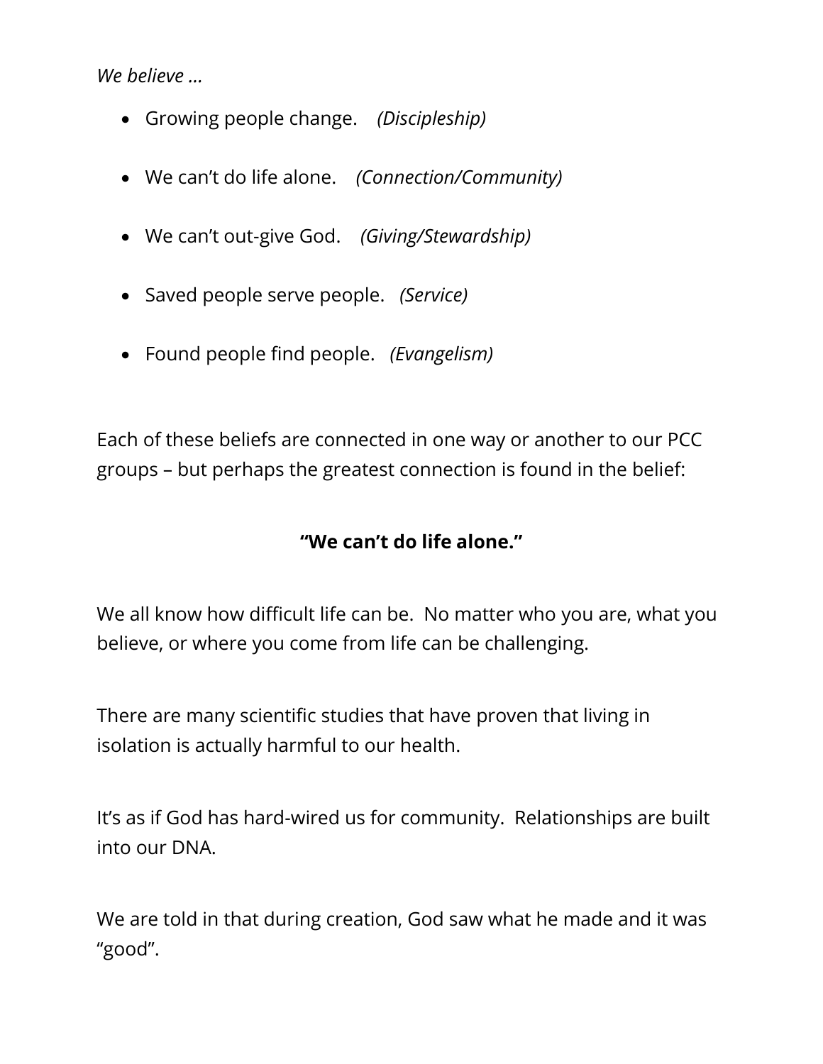*We believe …*

- Growing people change. *(Discipleship)*
- We can't do life alone. *(Connection/Community)*
- We can't out-give God. *(Giving/Stewardship)*
- Saved people serve people. *(Service)*
- Found people find people. *(Evangelism)*

Each of these beliefs are connected in one way or another to our PCC groups – but perhaps the greatest connection is found in the belief:

**"We can't do life alone."**

We all know how difficult life can be. No matter who you are, what you believe, or where you come from life can be challenging.

There are many scientific studies that have proven that living in isolation is actually harmful to our health.

It's as if God has hard-wired us for community. Relationships are built into our DNA.

We are told in that during creation, God saw what he made and it was "good".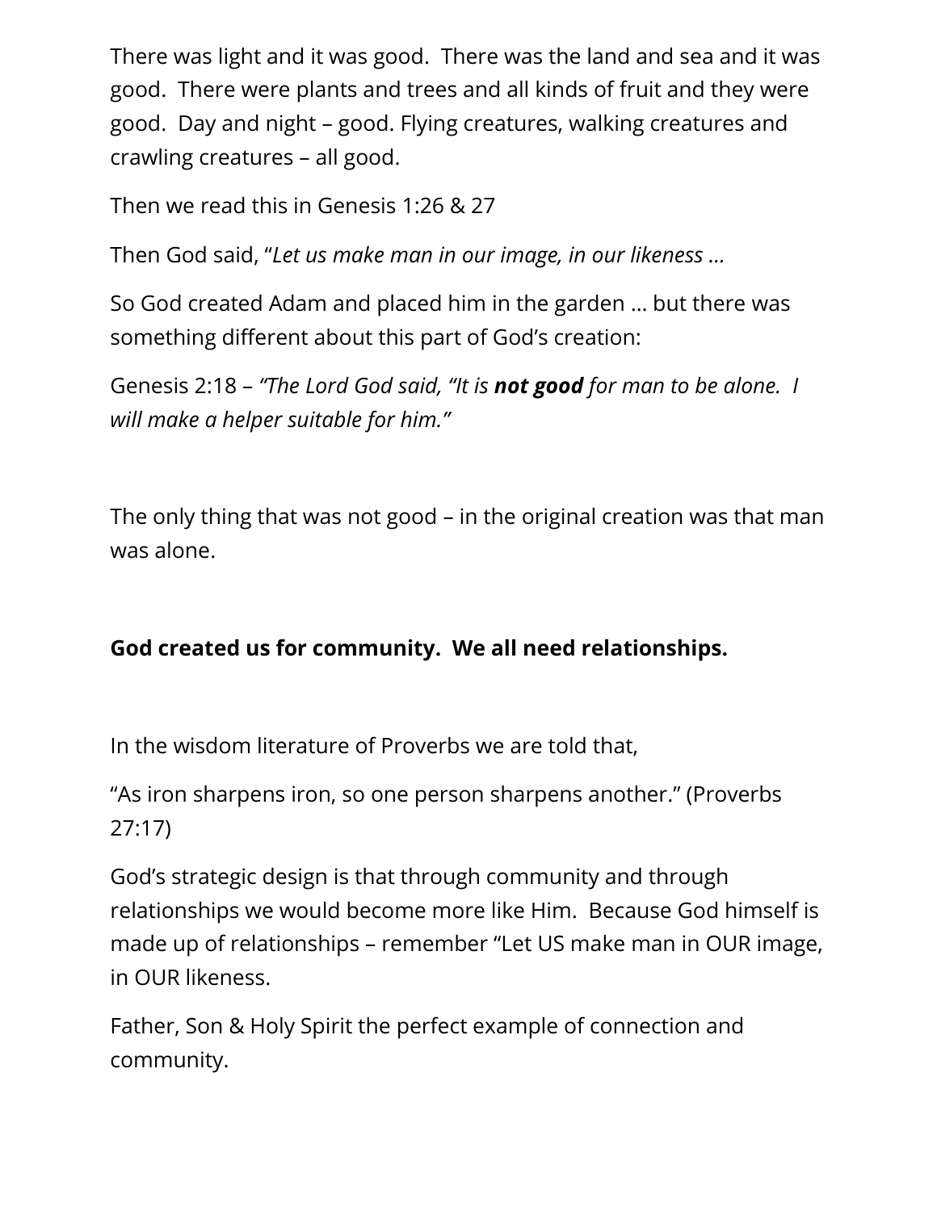There was light and it was good. There was the land and sea and it was good. There were plants and trees and all kinds of fruit and they were good. Day and night – good. Flying creatures, walking creatures and crawling creatures – all good.

Then we read this in Genesis 1:26 & 27

Then God said, "*Let us make man in our image, in our likeness …*

So God created Adam and placed him in the garden … but there was something different about this part of God's creation:

Genesis 2:18 – *"The Lord God said, "It is **not good** for man to be alone. I will make a helper suitable for him."*

The only thing that was not good – in the original creation was that man was alone.

**God created us for community. We all need relationships.**

In the wisdom literature of Proverbs we are told that,

"As iron sharpens iron, so one person sharpens another." (Proverbs 27:17)

God's strategic design is that through community and through relationships we would become more like Him. Because God himself is made up of relationships – remember "Let US make man in OUR image, in OUR likeness.

Father, Son & Holy Spirit the perfect example of connection and community.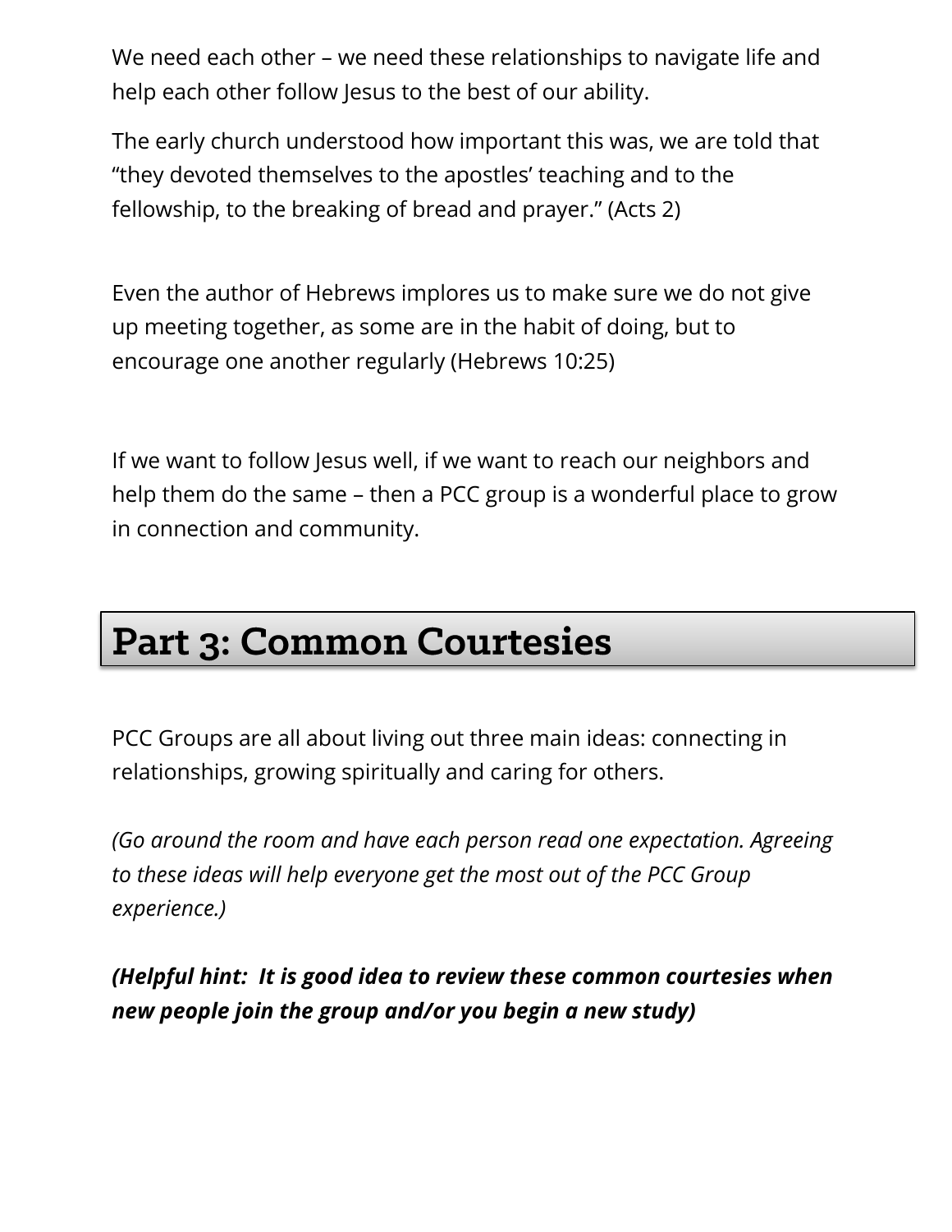We need each other – we need these relationships to navigate life and help each other follow Jesus to the best of our ability.

The early church understood how important this was, we are told that "they devoted themselves to the apostles' teaching and to the fellowship, to the breaking of bread and prayer." (Acts 2)

Even the author of Hebrews implores us to make sure we do not give up meeting together, as some are in the habit of doing, but to encourage one another regularly (Hebrews 10:25)

If we want to follow Jesus well, if we want to reach our neighbors and help them do the same – then a PCC group is a wonderful place to grow in connection and community.

## Part 3: Common Courtesies

PCC Groups are all about living out three main ideas: connecting in relationships, growing spiritually and caring for others.

*(Go around the room and have each person read one expectation. Agreeing to these ideas will help everyone get the most out of the PCC Group experience.)*

***(Helpful hint: It is good idea to review these common courtesies when new people join the group and/or you begin a new study)***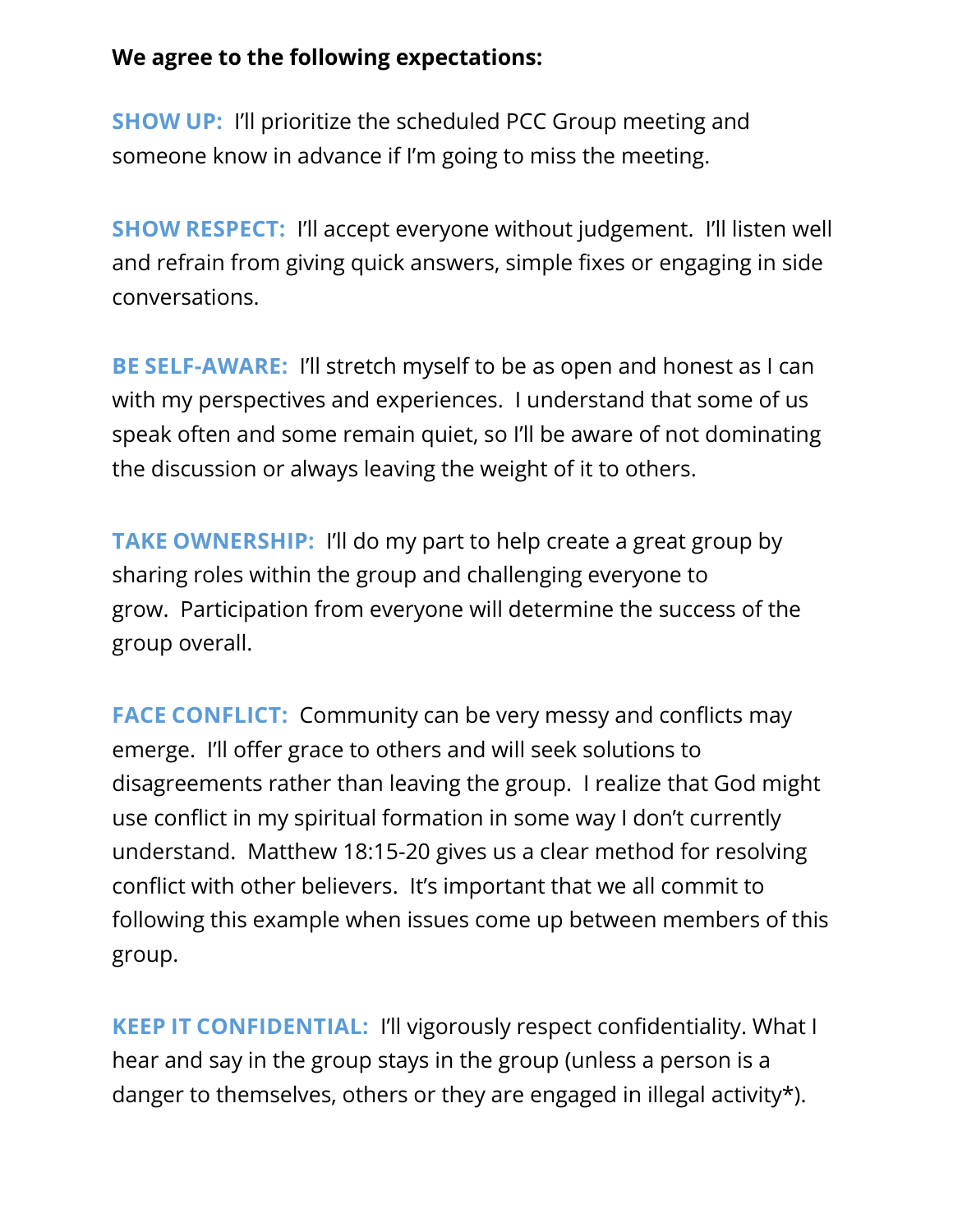**We agree to the following expectations:**

**SHOW UP:** I'll prioritize the scheduled PCC Group meeting and someone know in advance if I'm going to miss the meeting.

**SHOW RESPECT:** I'll accept everyone without judgement. I'll listen well and refrain from giving quick answers, simple fixes or engaging in side conversations.

**BE SELF-AWARE:** I'll stretch myself to be as open and honest as I can with my perspectives and experiences. I understand that some of us speak often and some remain quiet, so I'll be aware of not dominating the discussion or always leaving the weight of it to others.

**TAKE OWNERSHIP:** I'll do my part to help create a great group by sharing roles within the group and challenging everyone to grow. Participation from everyone will determine the success of the group overall.

**FACE CONFLICT:** Community can be very messy and conflicts may emerge. I'll offer grace to others and will seek solutions to disagreements rather than leaving the group. I realize that God might use conflict in my spiritual formation in some way I don't currently understand. Matthew 18:15-20 gives us a clear method for resolving conflict with other believers. It's important that we all commit to following this example when issues come up between members of this group.

**KEEP IT CONFIDENTIAL:** I'll vigorously respect confidentiality. What I hear and say in the group stays in the group (unless a person is a danger to themselves, others or they are engaged in illegal activity*).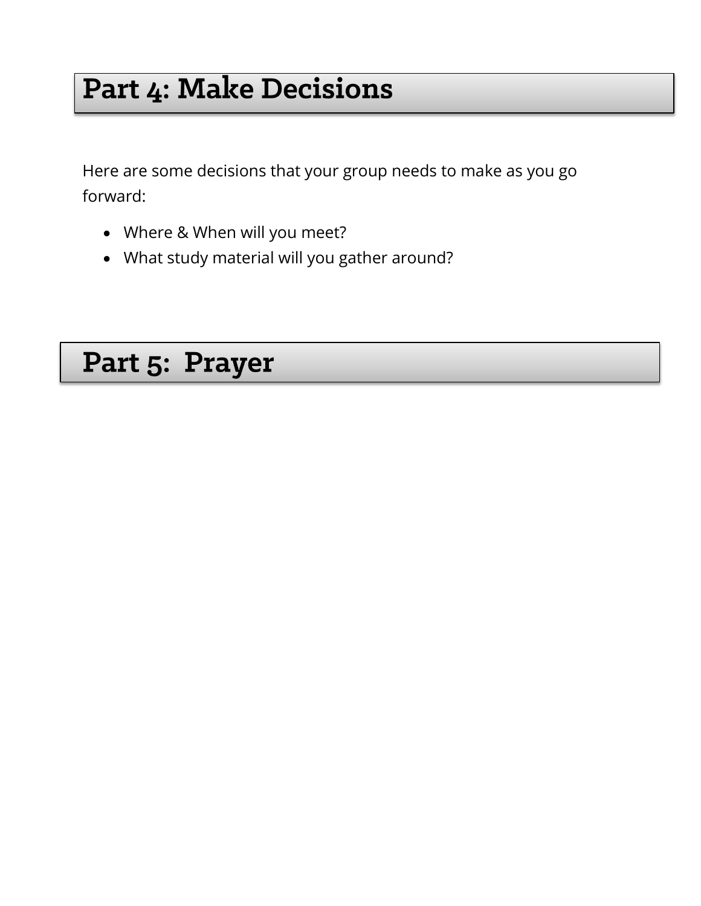## Part 4: Make Decisions

Here are some decisions that your group needs to make as you go forward:

- Where & When will you meet?
- What study material will you gather around?

## Part 5: Prayer